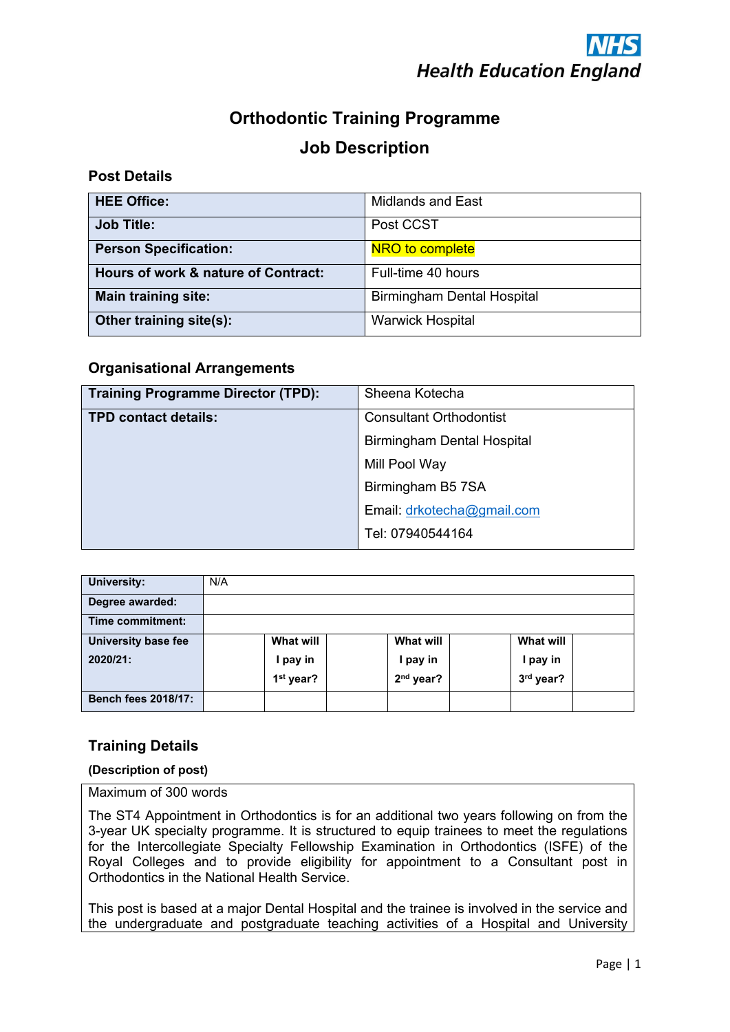NHS
Health Education England

# Orthodontic Training Programme

# Job Description

## Post Details

| | |
|---|---|
| **HEE Office:** | Midlands and East |
| **Job Title:** | Post CCST |
| **Person Specification:** | NRO to complete |
| **Hours of work & nature of Contract:** | Full-time 40 hours |
| **Main training site:** | Birmingham Dental Hospital |
| **Other training site(s):** | Warwick Hospital |

## Organisational Arrangements

| | |
|---|---|
| **Training Programme Director (TPD):** | Sheena Kotecha |
| **TPD contact details:** | Consultant Orthodontist<br>Birmingham Dental Hospital<br>Mill Pool Way<br>Birmingham B5 7SA<br>Email: drkotecha@gmail.com<br>Tel: 07940544164 |

| | | | | | | | |
|---|---|---|---|---|---|---|---|
| **University:** | N/A | | | | | | |
| **Degree awarded:** | | | | | | | |
| **Time commitment:** | | | | | | | |
| **University base fee 2020/21:** | | **What will I pay in 1st year?** | | **What will I pay in 2nd year?** | | **What will I pay in 3rd year?** | |
| **Bench fees 2018/17:** | | | | | | | |

## Training Details

**(Description of post)**

Maximum of 300 words

The ST4 Appointment in Orthodontics is for an additional two years following on from the 3-year UK specialty programme. It is structured to equip trainees to meet the regulations for the Intercollegiate Specialty Fellowship Examination in Orthodontics (ISFE) of the Royal Colleges and to provide eligibility for appointment to a Consultant post in Orthodontics in the National Health Service.

This post is based at a major Dental Hospital and the trainee is involved in the service and the undergraduate and postgraduate teaching activities of a Hospital and University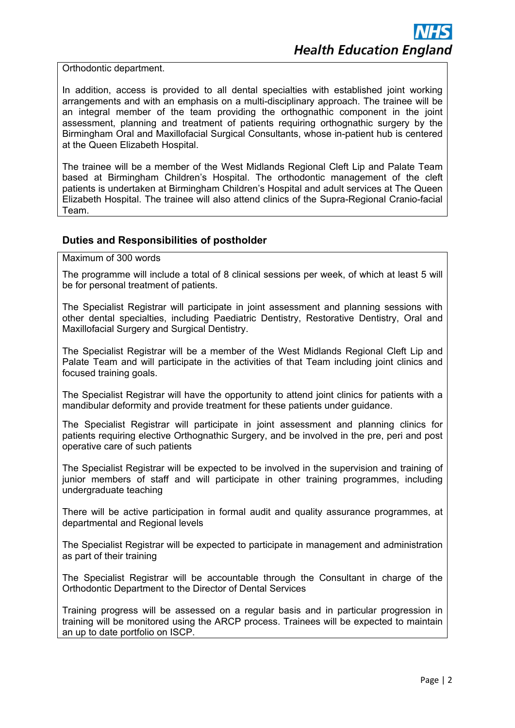Orthodontic department.

In addition, access is provided to all dental specialties with established joint working arrangements and with an emphasis on a multi-disciplinary approach. The trainee will be an integral member of the team providing the orthognathic component in the joint assessment, planning and treatment of patients requiring orthognathic surgery by the Birmingham Oral and Maxillofacial Surgical Consultants, whose in-patient hub is centered at the Queen Elizabeth Hospital.

The trainee will be a member of the West Midlands Regional Cleft Lip and Palate Team based at Birmingham Children's Hospital. The orthodontic management of the cleft patients is undertaken at Birmingham Children's Hospital and adult services at The Queen Elizabeth Hospital. The trainee will also attend clinics of the Supra-Regional Cranio-facial Team.

## Duties and Responsibilities of postholder

Maximum of 300 words

The programme will include a total of 8 clinical sessions per week, of which at least 5 will be for personal treatment of patients.

The Specialist Registrar will participate in joint assessment and planning sessions with other dental specialties, including Paediatric Dentistry, Restorative Dentistry, Oral and Maxillofacial Surgery and Surgical Dentistry.

The Specialist Registrar will be a member of the West Midlands Regional Cleft Lip and Palate Team and will participate in the activities of that Team including joint clinics and focused training goals.

The Specialist Registrar will have the opportunity to attend joint clinics for patients with a mandibular deformity and provide treatment for these patients under guidance.

The Specialist Registrar will participate in joint assessment and planning clinics for patients requiring elective Orthognathic Surgery, and be involved in the pre, peri and post operative care of such patients

The Specialist Registrar will be expected to be involved in the supervision and training of junior members of staff and will participate in other training programmes, including undergraduate teaching

There will be active participation in formal audit and quality assurance programmes, at departmental and Regional levels

The Specialist Registrar will be expected to participate in management and administration as part of their training

The Specialist Registrar will be accountable through the Consultant in charge of the Orthodontic Department to the Director of Dental Services

Training progress will be assessed on a regular basis and in particular progression in training will be monitored using the ARCP process. Trainees will be expected to maintain an up to date portfolio on ISCP.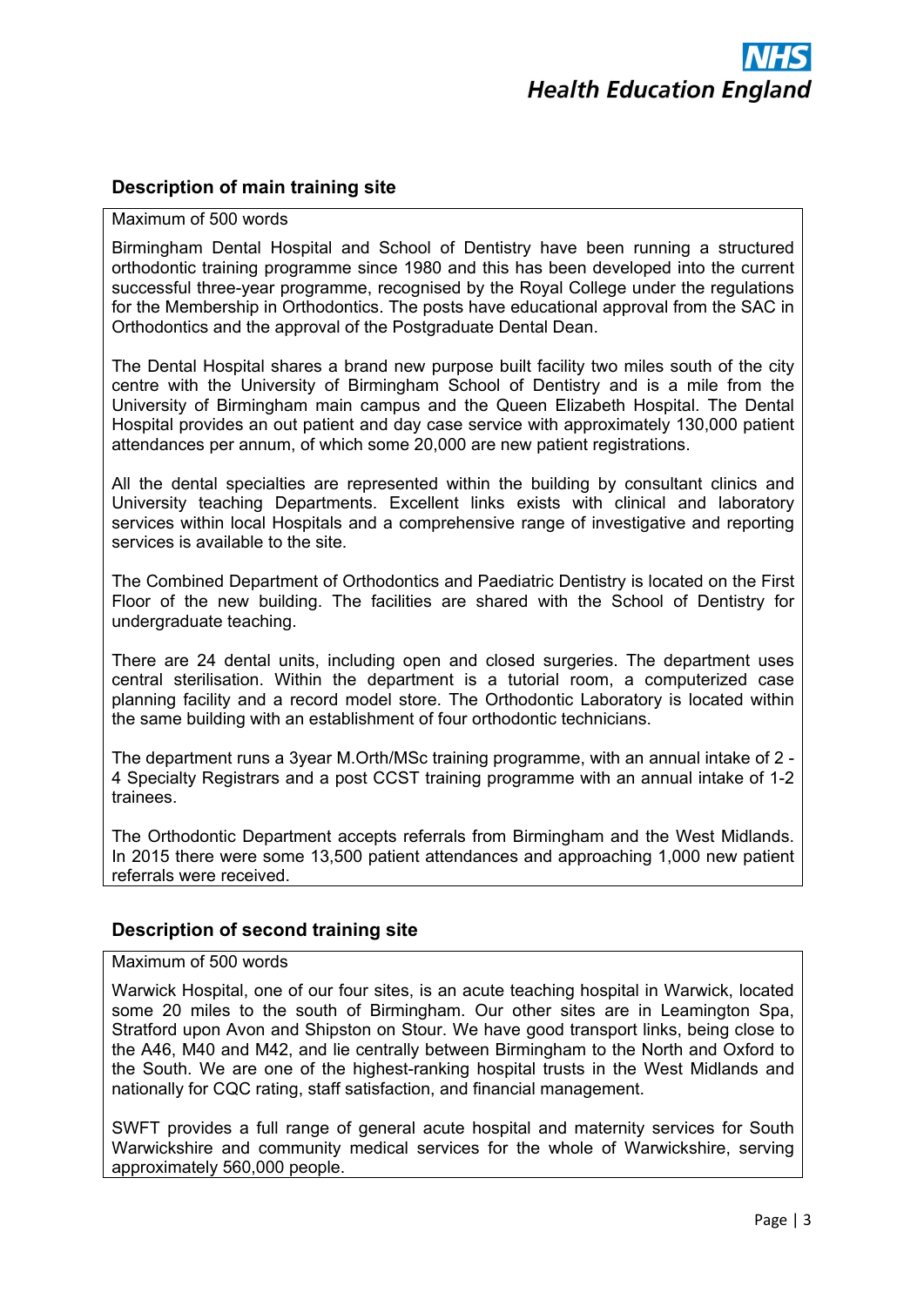## Description of main training site

Maximum of 500 words

Birmingham Dental Hospital and School of Dentistry have been running a structured orthodontic training programme since 1980 and this has been developed into the current successful three-year programme, recognised by the Royal College under the regulations for the Membership in Orthodontics. The posts have educational approval from the SAC in Orthodontics and the approval of the Postgraduate Dental Dean.

The Dental Hospital shares a brand new purpose built facility two miles south of the city centre with the University of Birmingham School of Dentistry and is a mile from the University of Birmingham main campus and the Queen Elizabeth Hospital. The Dental Hospital provides an out patient and day case service with approximately 130,000 patient attendances per annum, of which some 20,000 are new patient registrations.

All the dental specialties are represented within the building by consultant clinics and University teaching Departments. Excellent links exists with clinical and laboratory services within local Hospitals and a comprehensive range of investigative and reporting services is available to the site.

The Combined Department of Orthodontics and Paediatric Dentistry is located on the First Floor of the new building. The facilities are shared with the School of Dentistry for undergraduate teaching.

There are 24 dental units, including open and closed surgeries. The department uses central sterilisation. Within the department is a tutorial room, a computerized case planning facility and a record model store. The Orthodontic Laboratory is located within the same building with an establishment of four orthodontic technicians.

The department runs a 3year M.Orth/MSc training programme, with an annual intake of 2 - 4 Specialty Registrars and a post CCST training programme with an annual intake of 1-2 trainees.

The Orthodontic Department accepts referrals from Birmingham and the West Midlands. In 2015 there were some 13,500 patient attendances and approaching 1,000 new patient referrals were received.

## Description of second training site

Maximum of 500 words

Warwick Hospital, one of our four sites, is an acute teaching hospital in Warwick, located some 20 miles to the south of Birmingham. Our other sites are in Leamington Spa, Stratford upon Avon and Shipston on Stour. We have good transport links, being close to the A46, M40 and M42, and lie centrally between Birmingham to the North and Oxford to the South. We are one of the highest-ranking hospital trusts in the West Midlands and nationally for CQC rating, staff satisfaction, and financial management.

SWFT provides a full range of general acute hospital and maternity services for South Warwickshire and community medical services for the whole of Warwickshire, serving approximately 560,000 people.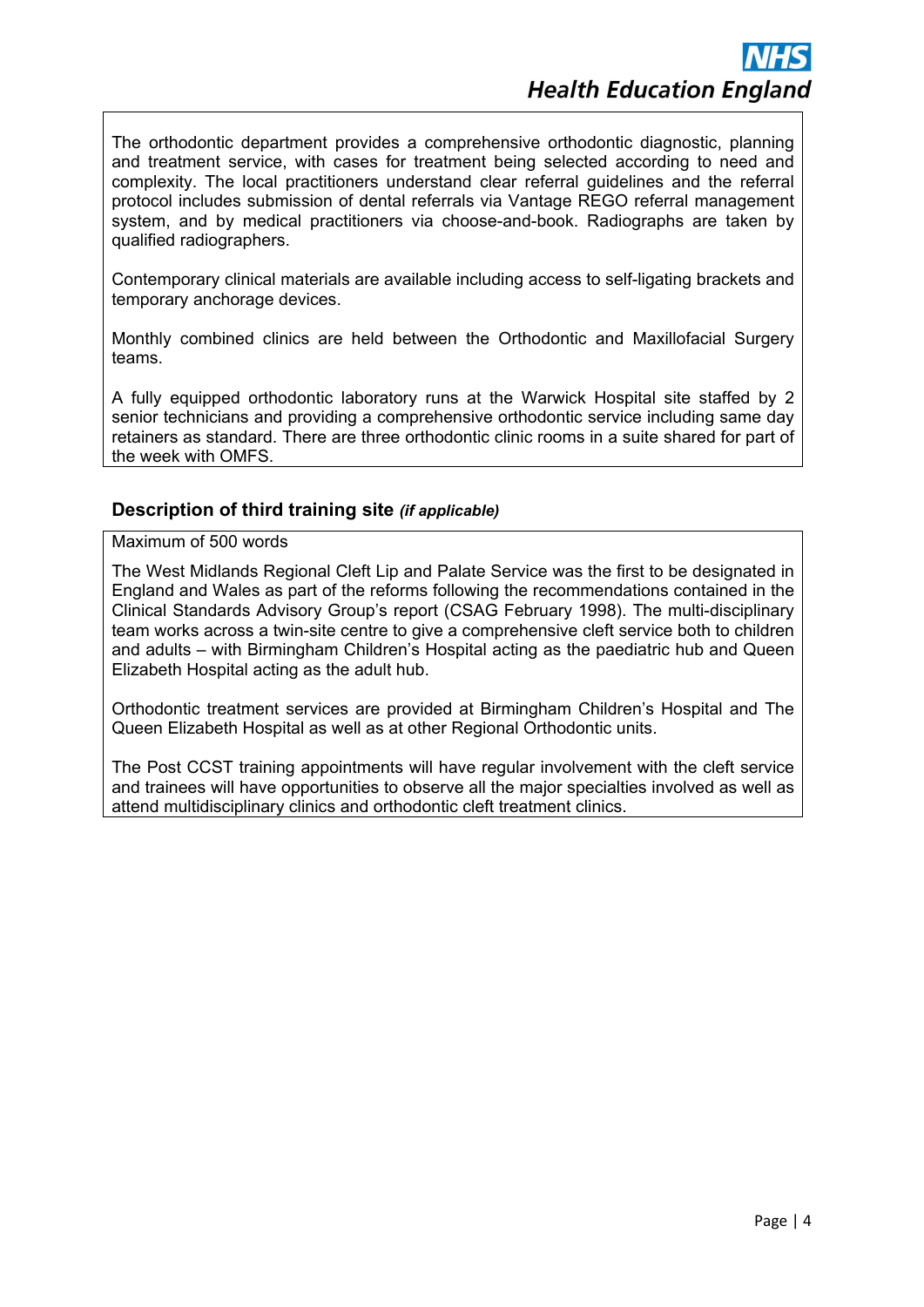The orthodontic department provides a comprehensive orthodontic diagnostic, planning and treatment service, with cases for treatment being selected according to need and complexity. The local practitioners understand clear referral guidelines and the referral protocol includes submission of dental referrals via Vantage REGO referral management system, and by medical practitioners via choose-and-book. Radiographs are taken by qualified radiographers.

Contemporary clinical materials are available including access to self-ligating brackets and temporary anchorage devices.

Monthly combined clinics are held between the Orthodontic and Maxillofacial Surgery teams.

A fully equipped orthodontic laboratory runs at the Warwick Hospital site staffed by 2 senior technicians and providing a comprehensive orthodontic service including same day retainers as standard. There are three orthodontic clinic rooms in a suite shared for part of the week with OMFS.

### Description of third training site *(if applicable)*

Maximum of 500 words

The West Midlands Regional Cleft Lip and Palate Service was the first to be designated in England and Wales as part of the reforms following the recommendations contained in the Clinical Standards Advisory Group's report (CSAG February 1998). The multi-disciplinary team works across a twin-site centre to give a comprehensive cleft service both to children and adults – with Birmingham Children's Hospital acting as the paediatric hub and Queen Elizabeth Hospital acting as the adult hub.

Orthodontic treatment services are provided at Birmingham Children's Hospital and The Queen Elizabeth Hospital as well as at other Regional Orthodontic units.

The Post CCST training appointments will have regular involvement with the cleft service and trainees will have opportunities to observe all the major specialties involved as well as attend multidisciplinary clinics and orthodontic cleft treatment clinics.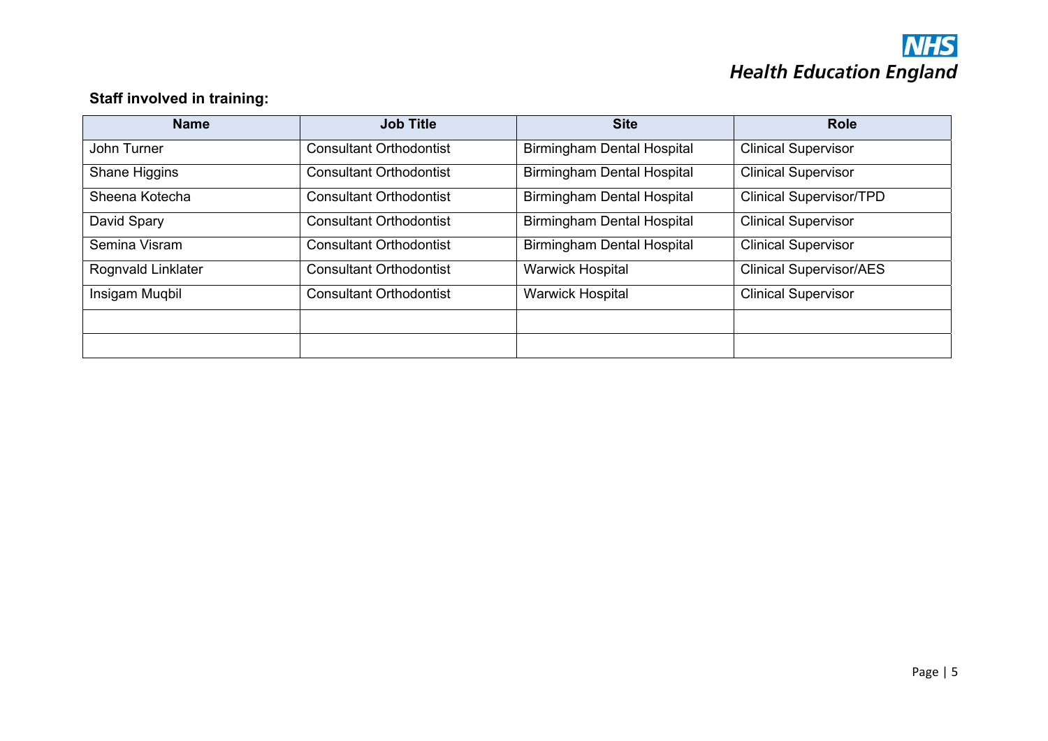**Staff involved in training:**

| Name | Job Title | Site | Role |
|---|---|---|---|
| John Turner | Consultant Orthodontist | Birmingham Dental Hospital | Clinical Supervisor |
| Shane Higgins | Consultant Orthodontist | Birmingham Dental Hospital | Clinical Supervisor |
| Sheena Kotecha | Consultant Orthodontist | Birmingham Dental Hospital | Clinical Supervisor/TPD |
| David Spary | Consultant Orthodontist | Birmingham Dental Hospital | Clinical Supervisor |
| Semina Visram | Consultant Orthodontist | Birmingham Dental Hospital | Clinical Supervisor |
| Rognvald Linklater | Consultant Orthodontist | Warwick Hospital | Clinical Supervisor/AES |
| Insigam Muqbil | Consultant Orthodontist | Warwick Hospital | Clinical Supervisor |
| | | | |
| | | | |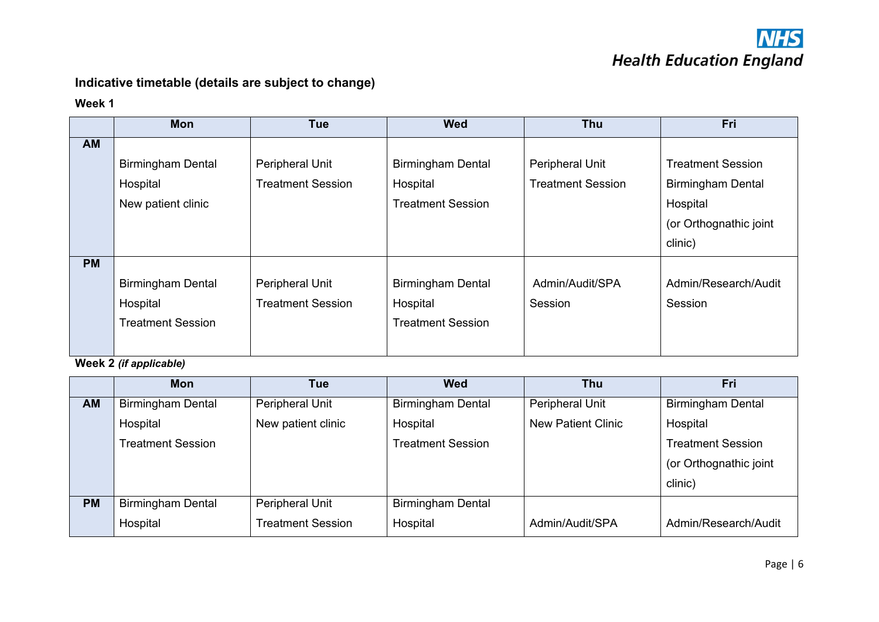**Indicative timetable (details are subject to change)**

**Week 1**

| | Mon | Tue | Wed | Thu | Fri |
|---|---|---|---|---|---|
| **AM** | Birmingham Dental Hospital New patient clinic | Peripheral Unit Treatment Session | Birmingham Dental Hospital Treatment Session | Peripheral Unit Treatment Session | Treatment Session Birmingham Dental Hospital (or Orthognathic joint clinic) |
| **PM** | Birmingham Dental Hospital Treatment Session | Peripheral Unit Treatment Session | Birmingham Dental Hospital Treatment Session | Admin/Audit/SPA Session | Admin/Research/Audit Session |

**Week 2** ***(if applicable)***

| | Mon | Tue | Wed | Thu | Fri |
|---|---|---|---|---|---|
| **AM** | Birmingham Dental Hospital Treatment Session | Peripheral Unit New patient clinic | Birmingham Dental Hospital Treatment Session | Peripheral Unit New Patient Clinic | Birmingham Dental Hospital Treatment Session (or Orthognathic joint clinic) |
| **PM** | Birmingham Dental Hospital | Peripheral Unit Treatment Session | Birmingham Dental Hospital | Admin/Audit/SPA | Admin/Research/Audit |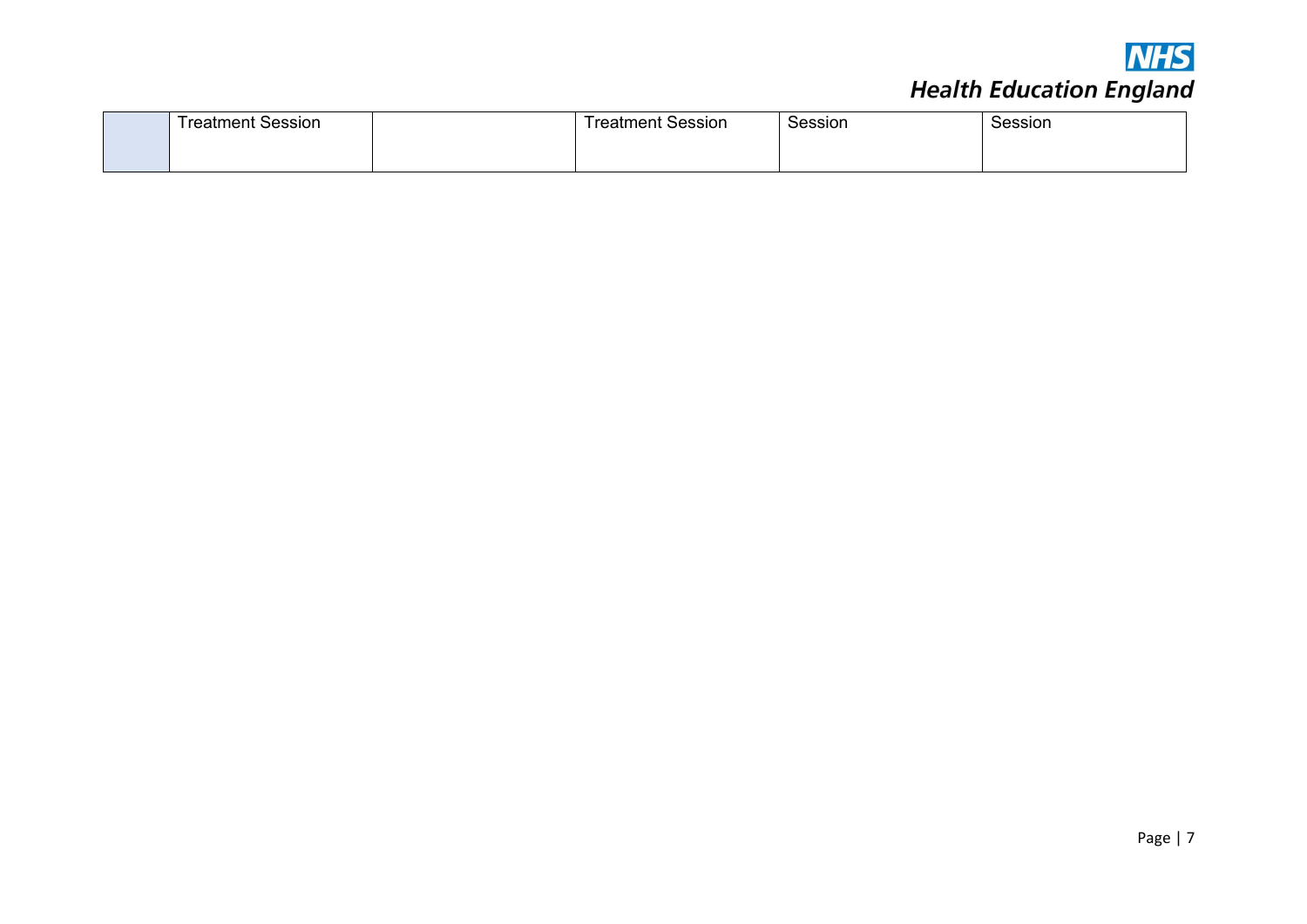|  | Treatment Session |  | Treatment Session | Session | Session |
|---|---|---|---|---|---|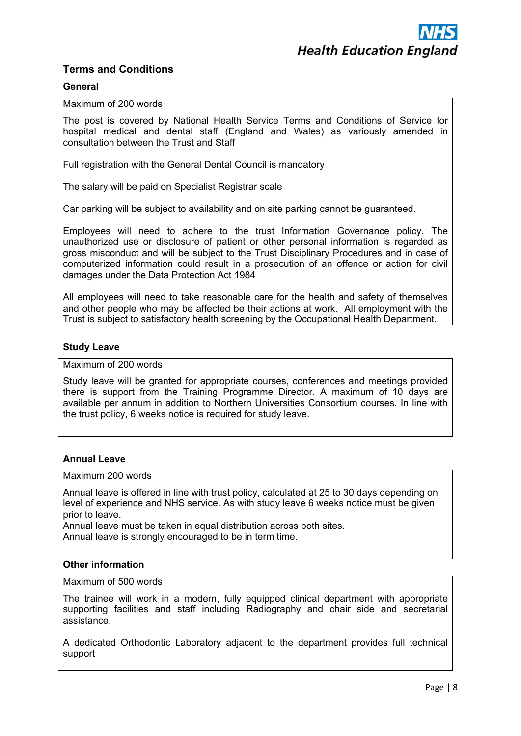## Terms and Conditions

### General

Maximum of 200 words

The post is covered by National Health Service Terms and Conditions of Service for hospital medical and dental staff (England and Wales) as variously amended in consultation between the Trust and Staff

Full registration with the General Dental Council is mandatory

The salary will be paid on Specialist Registrar scale

Car parking will be subject to availability and on site parking cannot be guaranteed.

Employees will need to adhere to the trust Information Governance policy. The unauthorized use or disclosure of patient or other personal information is regarded as gross misconduct and will be subject to the Trust Disciplinary Procedures and in case of computerized information could result in a prosecution of an offence or action for civil damages under the Data Protection Act 1984

All employees will need to take reasonable care for the health and safety of themselves and other people who may be affected be their actions at work. All employment with the Trust is subject to satisfactory health screening by the Occupational Health Department.

### Study Leave

Maximum of 200 words

Study leave will be granted for appropriate courses, conferences and meetings provided there is support from the Training Programme Director. A maximum of 10 days are available per annum in addition to Northern Universities Consortium courses. In line with the trust policy, 6 weeks notice is required for study leave.

### Annual Leave

Maximum 200 words

Annual leave is offered in line with trust policy, calculated at 25 to 30 days depending on level of experience and NHS service. As with study leave 6 weeks notice must be given prior to leave.
Annual leave must be taken in equal distribution across both sites.
Annual leave is strongly encouraged to be in term time.

### Other information

Maximum of 500 words

The trainee will work in a modern, fully equipped clinical department with appropriate supporting facilities and staff including Radiography and chair side and secretarial assistance.

A dedicated Orthodontic Laboratory adjacent to the department provides full technical support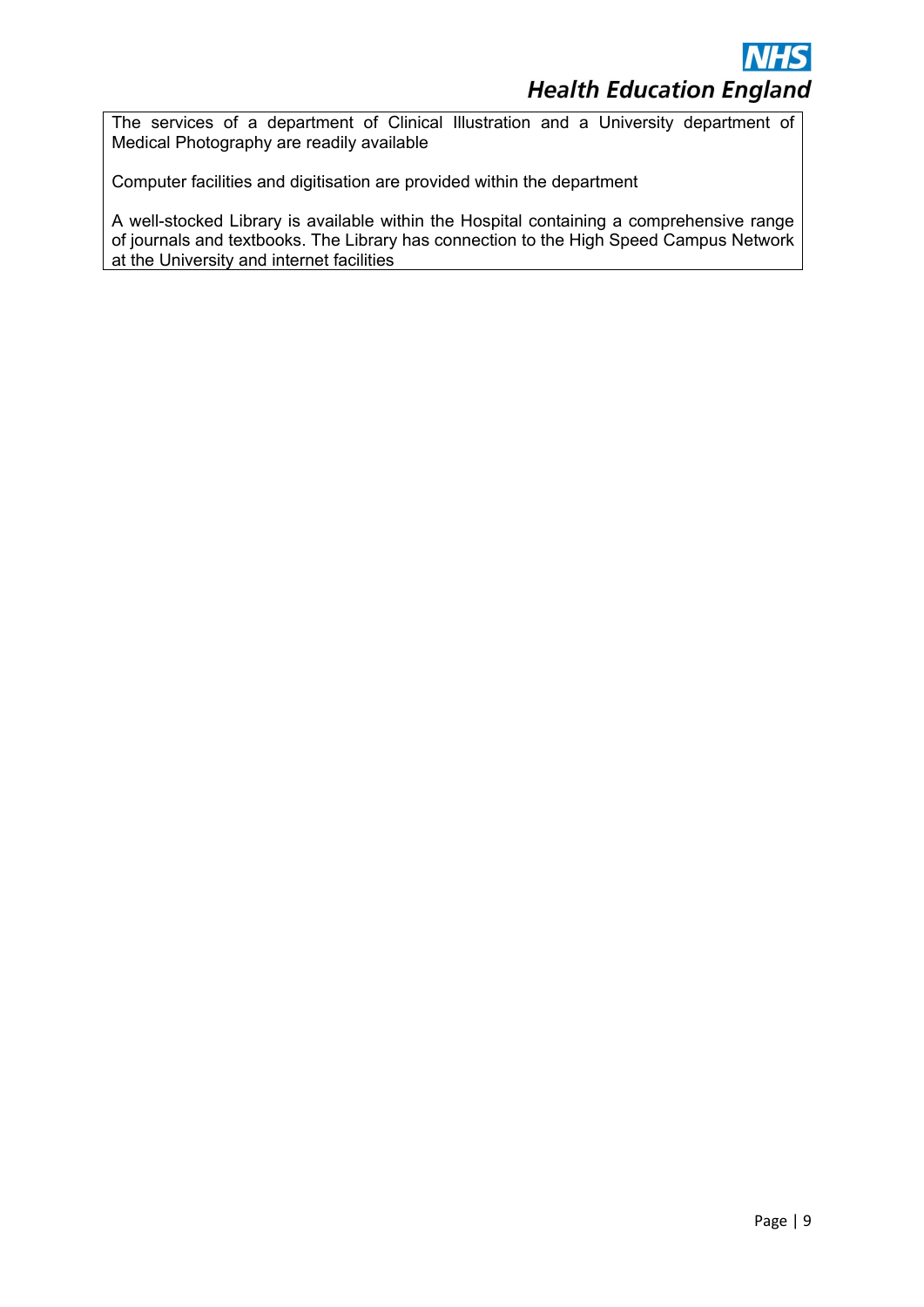The services of a department of Clinical Illustration and a University department of Medical Photography are readily available

Computer facilities and digitisation are provided within the department

A well-stocked Library is available within the Hospital containing a comprehensive range of journals and textbooks. The Library has connection to the High Speed Campus Network at the University and internet facilities